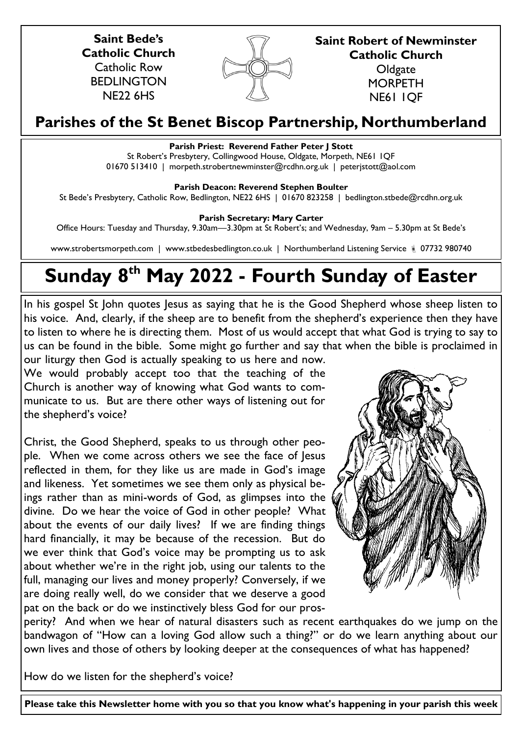**Saint Bede's Catholic Church**
Catholic Row
BEDLINGTON
NE22 6HS

**Saint Robert of Newminster Catholic Church**
Oldgate
MORPETH
NE61 1QF

## Parishes of the St Benet Biscop Partnership, Northumberland

**Parish Priest: Reverend Father Peter J Stott**
St Robert's Presbytery, Collingwood House, Oldgate, Morpeth, NE61 1QF
01670 513410 | morpeth.strobertnewminster@rcdhn.org.uk | peterjstott@aol.com

**Parish Deacon: Reverend Stephen Boulter**
St Bede's Presbytery, Catholic Row, Bedlington, NE22 6HS | 01670 823258 | bedlington.stbede@rcdhn.org.uk

**Parish Secretary: Mary Carter**
Office Hours: Tuesday and Thursday, 9.30am—3.30pm at St Robert's; and Wednesday, 9am – 5.30pm at St Bede's

www.strobertsmorpeth.com | www.stbedesbedlington.co.uk | Northumberland Listening Service 07732 980740

# Sunday 8th May 2022 - Fourth Sunday of Easter

In his gospel St John quotes Jesus as saying that he is the Good Shepherd whose sheep listen to his voice. And, clearly, if the sheep are to benefit from the shepherd's experience then they have to listen to where he is directing them. Most of us would accept that what God is trying to say to us can be found in the bible. Some might go further and say that when the bible is proclaimed in our liturgy then God is actually speaking to us here and now. We would probably accept too that the teaching of the Church is another way of knowing what God wants to communicate to us. But are there other ways of listening out for the shepherd's voice?

Christ, the Good Shepherd, speaks to us through other people. When we come across others we see the face of Jesus reflected in them, for they like us are made in God's image and likeness. Yet sometimes we see them only as physical beings rather than as mini-words of God, as glimpses into the divine. Do we hear the voice of God in other people? What about the events of our daily lives? If we are finding things hard financially, it may be because of the recession. But do we ever think that God's voice may be prompting us to ask about whether we're in the right job, using our talents to the full, managing our lives and money properly? Conversely, if we are doing really well, do we consider that we deserve a good pat on the back or do we instinctively bless God for our prosperity? And when we hear of natural disasters such as recent earthquakes do we jump on the bandwagon of "How can a loving God allow such a thing?" or do we learn anything about our own lives and those of others by looking deeper at the consequences of what has happened?

How do we listen for the shepherd's voice?

**Please take this Newsletter home with you so that you know what's happening in your parish this week**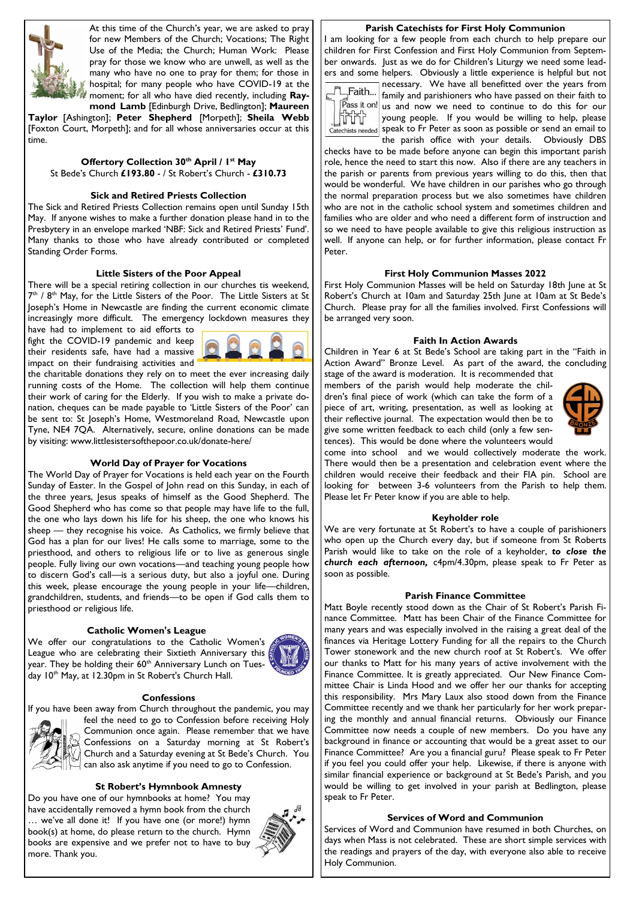At this time of the Church's year, we are asked to pray for new Members of the Church; Vocations; The Right Use of the Media; the Church; Human Work: Please pray for those we know who are unwell, as well as the many who have no one to pray for them; for those in hospital; for many people who have COVID-19 at the moment; for all who have died recently, including **Raymond Lamb** [Edinburgh Drive, Bedlington]; **Maureen Taylor** [Ashington]; **Peter Shepherd** [Morpeth]; **Sheila Webb** [Foxton Court, Morpeth]; and for all whose anniversaries occur at this time.

### Offertory Collection 30th April / 1st May

St Bede's Church **£193.80** - / St Robert's Church - **£310.73**

### Sick and Retired Priests Collection

The Sick and Retired Priests Collection remains open until Sunday 15th May. If anyone wishes to make a further donation please hand in to the Presbytery in an envelope marked 'NBF: Sick and Retired Priests' Fund'. Many thanks to those who have already contributed or completed Standing Order Forms.

### Little Sisters of the Poor Appeal

There will be a special retiring collection in our churches tis weekend, 7th / 8th May, for the Little Sisters of the Poor. The Little Sisters at St Joseph's Home in Newcastle are finding the current economic climate increasingly more difficult. The emergency lockdown measures they have had to implement to aid efforts to fight the COVID-19 pandemic and keep their residents safe, have had a massive impact on their fundraising activities and the charitable donations they rely on to meet the ever increasing daily running costs of the Home. The collection will help them continue their work of caring for the Elderly. If you wish to make a private donation, cheques can be made payable to 'Little Sisters of the Poor' can be sent to: St Joseph's Home, Westmoreland Road, Newcastle upon Tyne, NE4 7QA. Alternatively, secure, online donations can be made by visiting: www.littlesistersofthepoor.co.uk/donate-here/

### World Day of Prayer for Vocations

The World Day of Prayer for Vocations is held each year on the Fourth Sunday of Easter. In the Gospel of John read on this Sunday, in each of the three years, Jesus speaks of himself as the Good Shepherd. The Good Shepherd who has come so that people may have life to the full, the one who lays down his life for his sheep, the one who knows his sheep — they recognise his voice. As Catholics, we firmly believe that God has a plan for our lives! He calls some to marriage, some to the priesthood, and others to religious life or to live as generous single people. Fully living our own vocations—and teaching young people how to discern God's call—is a serious duty, but also a joyful one. During this week, please encourage the young people in your life—children, grandchildren, students, and friends—to be open if God calls them to priesthood or religious life.

### Catholic Women's League

We offer our congratulations to the Catholic Women's League who are celebrating their Sixtieth Anniversary this year. They be holding their 60th Anniversary Lunch on Tuesday 10th May, at 12.30pm in St Robert's Church Hall.

### Confessions

If you have been away from Church throughout the pandemic, you may feel the need to go to Confession before receiving Holy Communion once again. Please remember that we have Confessions on a Saturday morning at St Robert's Church and a Saturday evening at St Bede's Church. You can also ask anytime if you need to go to Confession.

### St Robert's Hymnbook Amnesty

Do you have one of our hymnbooks at home? You may have accidentally removed a hymn book from the church … we've all done it! If you have one (or more!) hymn book(s) at home, do please return to the church. Hymn books are expensive and we prefer not to have to buy more. Thank you.

### Parish Catechists for First Holy Communion

I am looking for a few people from each church to help prepare our children for First Confession and First Holy Communion from September onwards. Just as we do for Children's Liturgy we need some leaders and some helpers. Obviously a little experience is helpful but not necessary. We have all benefitted over the years from family and parishioners who have passed on their faith to us and now we need to continue to do this for our young people. If you would be willing to help, please speak to Fr Peter as soon as possible or send an email to the parish office with your details. Obviously DBS checks have to be made before anyone can begin this important parish role, hence the need to start this now. Also if there are any teachers in the parish or parents from previous years willing to do this, then that would be wonderful. We have children in our parishes who go through the normal preparation process but we also sometimes have children who are not in the catholic school system and sometimes children and families who are older and who need a different form of instruction and so we need to have people available to give this religious instruction as well. If anyone can help, or for further information, please contact Fr Peter.

### First Holy Communion Masses 2022

First Holy Communion Masses will be held on Saturday 18th June at St Robert's Church at 10am and Saturday 25th June at 10am at St Bede's Church. Please pray for all the families involved. First Confessions will be arranged very soon.

### Faith In Action Awards

Children in Year 6 at St Bede's School are taking part in the "Faith in Action Award" Bronze Level. As part of the award, the concluding stage of the award is moderation. It is recommended that members of the parish would help moderate the children's final piece of work (which can take the form of a piece of art, writing, presentation, as well as looking at their reflective journal. The expectation would then be to give some written feedback to each child (only a few sentences). This would be done where the volunteers would come into school and we would collectively moderate the work. There would then be a presentation and celebration event where the children would receive their feedback and their FIA pin. School are looking for between 3-6 volunteers from the Parish to help them. Please let Fr Peter know if you are able to help.

### Keyholder role

We are very fortunate at St Robert's to have a couple of parishioners who open up the Church every day, but if someone from St Roberts Parish would like to take on the role of a keyholder, ***to close the church each afternoon,*** c4pm/4.30pm, please speak to Fr Peter as soon as possible.

### Parish Finance Committee

Matt Boyle recently stood down as the Chair of St Robert's Parish Finance Committee. Matt has been Chair of the Finance Committee for many years and was especially involved in the raising a great deal of the finances via Heritage Lottery Funding for all the repairs to the Church Tower stonework and the new church roof at St Robert's. We offer our thanks to Matt for his many years of active involvement with the Finance Committee. It is greatly appreciated. Our New Finance Committee Chair is Linda Hood and we offer her our thanks for accepting this responsibility. Mrs Mary Laux also stood down from the Finance Committee recently and we thank her particularly for her work preparing the monthly and annual financial returns. Obviously our Finance Committee now needs a couple of new members. Do you have any background in finance or accounting that would be a great asset to our Finance Committee? Are you a financial guru? Please speak to Fr Peter if you feel you could offer your help. Likewise, if there is anyone with similar financial experience or background at St Bede's Parish, and you would be willing to get involved in your parish at Bedlington, please speak to Fr Peter.

### Services of Word and Communion

Services of Word and Communion have resumed in both Churches, on days when Mass is not celebrated. These are short simple services with the readings and prayers of the day, with everyone also able to receive Holy Communion.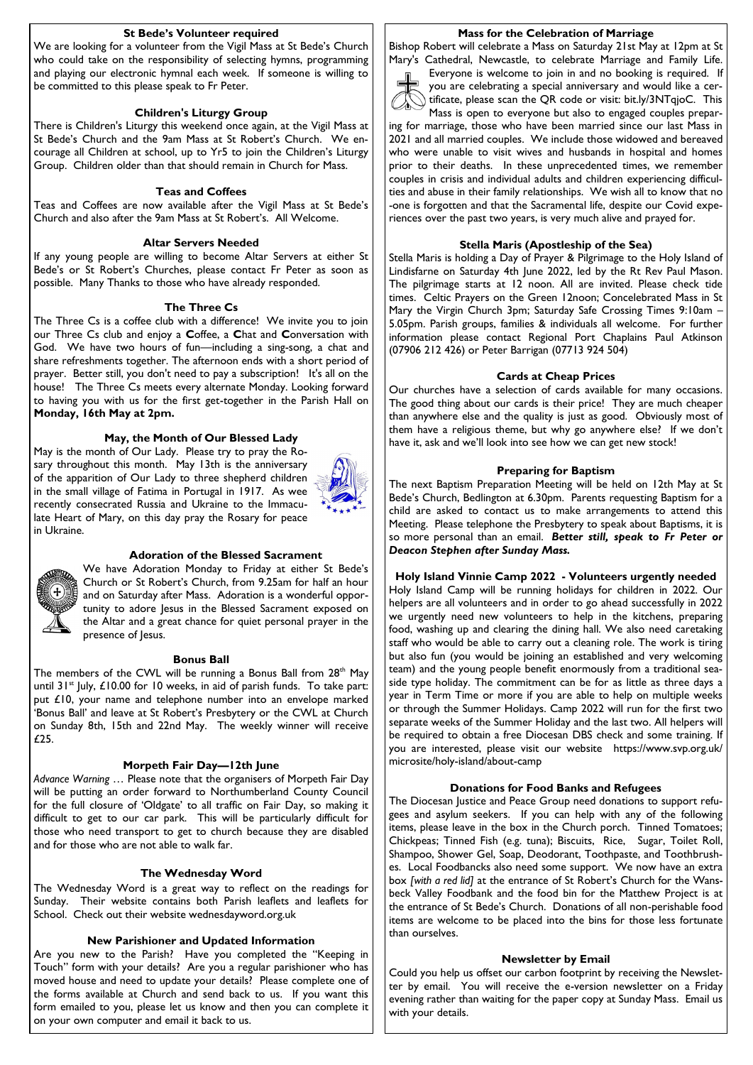### St Bede's Volunteer required

We are looking for a volunteer from the Vigil Mass at St Bede's Church who could take on the responsibility of selecting hymns, programming and playing our electronic hymnal each week. If someone is willing to be committed to this please speak to Fr Peter.

### Children's Liturgy Group

There is Children's Liturgy this weekend once again, at the Vigil Mass at St Bede's Church and the 9am Mass at St Robert's Church. We encourage all Children at school, up to Yr5 to join the Children's Liturgy Group. Children older than that should remain in Church for Mass.

### Teas and Coffees

Teas and Coffees are now available after the Vigil Mass at St Bede's Church and also after the 9am Mass at St Robert's. All Welcome.

### Altar Servers Needed

If any young people are willing to become Altar Servers at either St Bede's or St Robert's Churches, please contact Fr Peter as soon as possible. Many Thanks to those who have already responded.

### The Three Cs

The Three Cs is a coffee club with a difference! We invite you to join our Three Cs club and enjoy a **C**offee, a **C**hat and **C**onversation with God. We have two hours of fun—including a sing-song, a chat and share refreshments together. The afternoon ends with a short period of prayer. Better still, you don't need to pay a subscription! It's all on the house! The Three Cs meets every alternate Monday. Looking forward to having you with us for the first get-together in the Parish Hall on **Monday, 16th May at 2pm.**

### May, the Month of Our Blessed Lady

May is the month of Our Lady. Please try to pray the Rosary throughout this month. May 13th is the anniversary of the apparition of Our Lady to three shepherd children in the small village of Fatima in Portugal in 1917. As wee recently consecrated Russia and Ukraine to the Immaculate Heart of Mary, on this day pray the Rosary for peace in Ukraine.

### Adoration of the Blessed Sacrament

We have Adoration Monday to Friday at either St Bede's Church or St Robert's Church, from 9.25am for half an hour and on Saturday after Mass. Adoration is a wonderful opportunity to adore Jesus in the Blessed Sacrament exposed on the Altar and a great chance for quiet personal prayer in the presence of Jesus.

### Bonus Ball

The members of the CWL will be running a Bonus Ball from 28th May until 31st July, £10.00 for 10 weeks, in aid of parish funds. To take part: put £10, your name and telephone number into an envelope marked 'Bonus Ball' and leave at St Robert's Presbytery or the CWL at Church on Sunday 8th, 15th and 22nd May. The weekly winner will receive £25.

### Morpeth Fair Day—12th June

*Advance Warning* … Please note that the organisers of Morpeth Fair Day will be putting an order forward to Northumberland County Council for the full closure of 'Oldgate' to all traffic on Fair Day, so making it difficult to get to our car park. This will be particularly difficult for those who need transport to get to church because they are disabled and for those who are not able to walk far.

### The Wednesday Word

The Wednesday Word is a great way to reflect on the readings for Sunday. Their website contains both Parish leaflets and leaflets for School. Check out their website wednesdayword.org.uk

### New Parishioner and Updated Information

Are you new to the Parish? Have you completed the "Keeping in Touch" form with your details? Are you a regular parishioner who has moved house and need to update your details? Please complete one of the forms available at Church and send back to us. If you want this form emailed to you, please let us know and then you can complete it on your own computer and email it back to us.

### Mass for the Celebration of Marriage

Bishop Robert will celebrate a Mass on Saturday 21st May at 12pm at St Mary's Cathedral, Newcastle, to celebrate Marriage and Family Life. Everyone is welcome to join in and no booking is required. If you are celebrating a special anniversary and would like a certificate, please scan the QR code or visit: bit.ly/3NTqjoC. This Mass is open to everyone but also to engaged couples preparing for marriage, those who have been married since our last Mass in 2021 and all married couples. We include those widowed and bereaved who were unable to visit wives and husbands in hospital and homes prior to their deaths. In these unprecedented times, we remember couples in crisis and individual adults and children experiencing difficulties and abuse in their family relationships. We wish all to know that no-one is forgotten and that the Sacramental life, despite our Covid experiences over the past two years, is very much alive and prayed for.

### Stella Maris (Apostleship of the Sea)

Stella Maris is holding a Day of Prayer & Pilgrimage to the Holy Island of Lindisfarne on Saturday 4th June 2022, led by the Rt Rev Paul Mason. The pilgrimage starts at 12 noon. All are invited. Please check tide times. Celtic Prayers on the Green 12noon; Concelebrated Mass in St Mary the Virgin Church 3pm; Saturday Safe Crossing Times 9:10am – 5.05pm. Parish groups, families & individuals all welcome. For further information please contact Regional Port Chaplains Paul Atkinson (07906 212 426) or Peter Barrigan (07713 924 504)

### Cards at Cheap Prices

Our churches have a selection of cards available for many occasions. The good thing about our cards is their price! They are much cheaper than anywhere else and the quality is just as good. Obviously most of them have a religious theme, but why go anywhere else? If we don't have it, ask and we'll look into see how we can get new stock!

### Preparing for Baptism

The next Baptism Preparation Meeting will be held on 12th May at St Bede's Church, Bedlington at 6.30pm. Parents requesting Baptism for a child are asked to contact us to make arrangements to attend this Meeting. Please telephone the Presbytery to speak about Baptisms, it is so more personal than an email. ***Better still, speak to Fr Peter or Deacon Stephen after Sunday Mass.***

### Holy Island Vinnie Camp 2022 - Volunteers urgently needed

Holy Island Camp will be running holidays for children in 2022. Our helpers are all volunteers and in order to go ahead successfully in 2022 we urgently need new volunteers to help in the kitchens, preparing food, washing up and clearing the dining hall. We also need caretaking staff who would be able to carry out a cleaning role. The work is tiring but also fun (you would be joining an established and very welcoming team) and the young people benefit enormously from a traditional seaside type holiday. The commitment can be for as little as three days a year in Term Time or more if you are able to help on multiple weeks or through the Summer Holidays. Camp 2022 will run for the first two separate weeks of the Summer Holiday and the last two. All helpers will be required to obtain a free Diocesan DBS check and some training. If you are interested, please visit our website https://www.svp.org.uk/microsite/holy-island/about-camp

### Donations for Food Banks and Refugees

The Diocesan Justice and Peace Group need donations to support refugees and asylum seekers. If you can help with any of the following items, please leave in the box in the Church porch. Tinned Tomatoes; Chickpeas; Tinned Fish (e.g. tuna); Biscuits, Rice, Sugar, Toilet Roll, Shampoo, Shower Gel, Soap, Deodorant, Toothpaste, and Toothbrushes. Local Foodbancks also need some support. We now have an extra box *[with a red lid]* at the entrance of St Robert's Church for the Wansbeck Valley Foodbank and the food bin for the Matthew Project is at the entrance of St Bede's Church. Donations of all non-perishable food items are welcome to be placed into the bins for those less fortunate than ourselves.

### Newsletter by Email

Could you help us offset our carbon footprint by receiving the Newsletter by email. You will receive the e-version newsletter on a Friday evening rather than waiting for the paper copy at Sunday Mass. Email us with your details.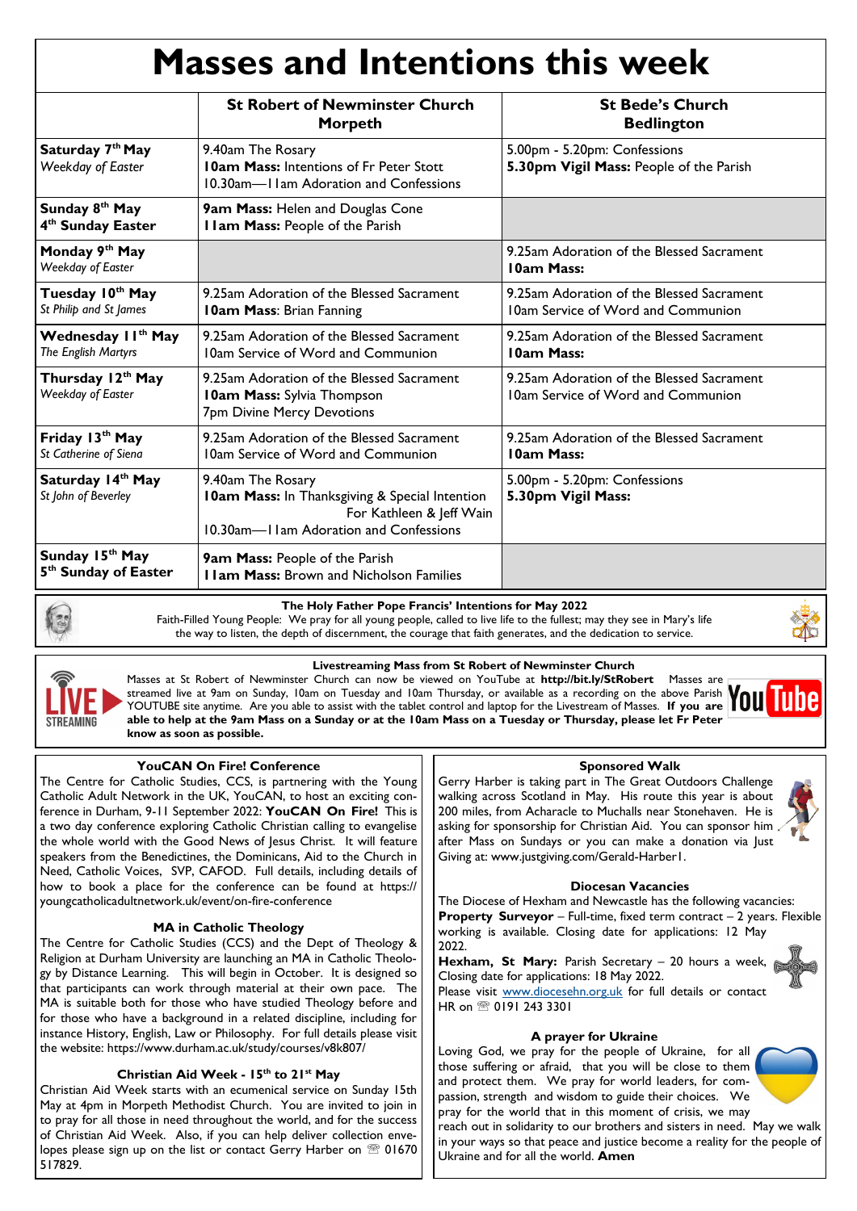# Masses and Intentions this week

| | St Robert of Newminster Church Morpeth | St Bede's Church Bedlington |
|---|---|---|
| **Saturday 7th May** *Weekday of Easter* | 9.40am The Rosary<br>**10am Mass:** Intentions of Fr Peter Stott<br>10.30am—11am Adoration and Confessions | 5.00pm - 5.20pm: Confessions<br>**5.30pm Vigil Mass:** People of the Parish |
| **Sunday 8th May** **4th Sunday Easter** | **9am Mass:** Helen and Douglas Cone<br>**11am Mass:** People of the Parish | |
| **Monday 9th May** *Weekday of Easter* | | 9.25am Adoration of the Blessed Sacrament<br>**10am Mass:** |
| **Tuesday 10th May** *St Philip and St James* | 9.25am Adoration of the Blessed Sacrament<br>**10am Mass**: Brian Fanning | 9.25am Adoration of the Blessed Sacrament<br>10am Service of Word and Communion |
| **Wednesday 11th May** *The English Martyrs* | 9.25am Adoration of the Blessed Sacrament<br>10am Service of Word and Communion | 9.25am Adoration of the Blessed Sacrament<br>**10am Mass:** |
| **Thursday 12th May** *Weekday of Easter* | 9.25am Adoration of the Blessed Sacrament<br>**10am Mass:** Sylvia Thompson<br>7pm Divine Mercy Devotions | 9.25am Adoration of the Blessed Sacrament<br>10am Service of Word and Communion |
| **Friday 13th May** *St Catherine of Siena* | 9.25am Adoration of the Blessed Sacrament<br>10am Service of Word and Communion | 9.25am Adoration of the Blessed Sacrament<br>**10am Mass:** |
| **Saturday 14th May** *St John of Beverley* | 9.40am The Rosary<br>**10am Mass:** In Thanksgiving & Special Intention For Kathleen & Jeff Wain<br>10.30am—11am Adoration and Confessions | 5.00pm - 5.20pm: Confessions<br>**5.30pm Vigil Mass:** |
| **Sunday 15th May** **5th Sunday of Easter** | **9am Mass:** People of the Parish<br>**11am Mass:** Brown and Nicholson Families | |

**The Holy Father Pope Francis' Intentions for May 2022**

Faith-Filled Young People: We pray for all young people, called to live life to the fullest; may they see in Mary's life the way to listen, the depth of discernment, the courage that faith generates, and the dedication to service.

**Livestreaming Mass from St Robert of Newminster Church**

Masses at St Robert of Newminster Church can now be viewed on YouTube at **http://bit.ly/StRobert** Masses are streamed live at 9am on Sunday, 10am on Tuesday and 10am Thursday, or available as a recording on the above Parish YOUTUBE site anytime. Are you able to assist with the tablet control and laptop for the Livestream of Masses. **If you are able to help at the 9am Mass on a Sunday or at the 10am Mass on a Tuesday or Thursday, please let Fr Peter know as soon as possible.**

### YouCAN On Fire! Conference

The Centre for Catholic Studies, CCS, is partnering with the Young Catholic Adult Network in the UK, YouCAN, to host an exciting conference in Durham, 9-11 September 2022: **YouCAN On Fire!** This is a two day conference exploring Catholic Christian calling to evangelise the whole world with the Good News of Jesus Christ. It will feature speakers from the Benedictines, the Dominicans, Aid to the Church in Need, Catholic Voices, SVP, CAFOD. Full details, including details of how to book a place for the conference can be found at https://youngcatholicadultnetwork.uk/event/on-fire-conference

### MA in Catholic Theology

The Centre for Catholic Studies (CCS) and the Dept of Theology & Religion at Durham University are launching an MA in Catholic Theology by Distance Learning. This will begin in October. It is designed so that participants can work through material at their own pace. The MA is suitable both for those who have studied Theology before and for those who have a background in a related discipline, including for instance History, English, Law or Philosophy. For full details please visit the website: https://www.durham.ac.uk/study/courses/v8k807/

### Christian Aid Week - 15th to 21st May

Christian Aid Week starts with an ecumenical service on Sunday 15th May at 4pm in Morpeth Methodist Church. You are invited to join in to pray for all those in need throughout the world, and for the success of Christian Aid Week. Also, if you can help deliver collection envelopes please sign up on the list or contact Gerry Harber on ☏ 01670 517829.

### Sponsored Walk

Gerry Harber is taking part in The Great Outdoors Challenge walking across Scotland in May. His route this year is about 200 miles, from Acharacle to Muchalls near Stonehaven. He is asking for sponsorship for Christian Aid. You can sponsor him after Mass on Sundays or you can make a donation via Just Giving at: www.justgiving.com/Gerald-Harber1.

### Diocesan Vacancies

The Diocese of Hexham and Newcastle has the following vacancies:

**Property Surveyor** – Full-time, fixed term contract – 2 years. Flexible working is available. Closing date for applications: 12 May 2022.

**Hexham, St Mary:** Parish Secretary – 20 hours a week, Closing date for applications: 18 May 2022.

Please visit www.diocesehn.org.uk for full details or contact HR on ☏ 0191 243 3301

### A prayer for Ukraine

Loving God, we pray for the people of Ukraine, for all those suffering or afraid, that you will be close to them and protect them. We pray for world leaders, for compassion, strength and wisdom to guide their choices. We pray for the world that in this moment of crisis, we may reach out in solidarity to our brothers and sisters in need. May we walk in your ways so that peace and justice become a reality for the people of Ukraine and for all the world. **Amen**